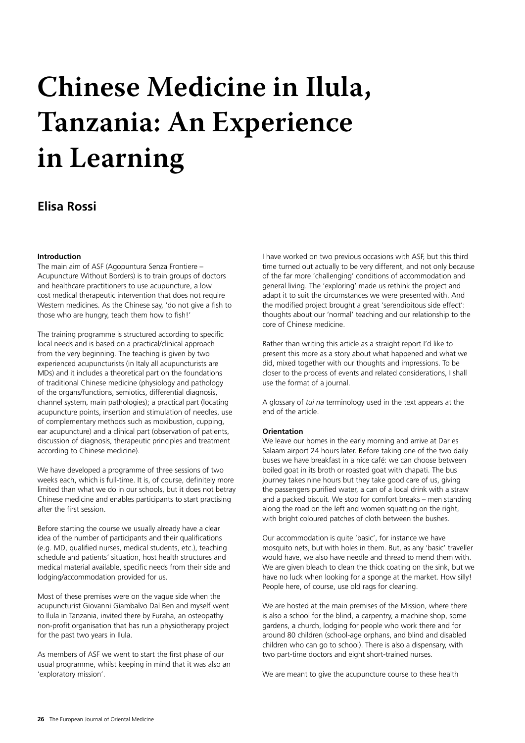# Chinese Medicine in Ilula, Tanzania: An Experience in Learning

## Elisa Rossi

**Introduction**

The main aim of ASF (Agopuntura Senza Frontiere – Acupuncture Without Borders) is to train groups of doctors and healthcare practitioners to use acupuncture, a low cost medical therapeutic intervention that does not require Western medicines. As the Chinese say, 'do not give a fish to those who are hungry, teach them how to fish!'

The training programme is structured according to specific local needs and is based on a practical/clinical approach from the very beginning. The teaching is given by two experienced acupuncturists (in Italy all acupuncturists are MDs) and it includes a theoretical part on the foundations of traditional Chinese medicine (physiology and pathology of the organs/functions, semiotics, differential diagnosis, channel system, main pathologies); a practical part (locating acupuncture points, insertion and stimulation of needles, use of complementary methods such as moxibustion, cupping, ear acupuncture) and a clinical part (observation of patients, discussion of diagnosis, therapeutic principles and treatment according to Chinese medicine).

We have developed a programme of three sessions of two weeks each, which is full-time. It is, of course, definitely more limited than what we do in our schools, but it does not betray Chinese medicine and enables participants to start practising after the first session.

Before starting the course we usually already have a clear idea of the number of participants and their qualifications (e.g. MD, qualified nurses, medical students, etc.), teaching schedule and patients' situation, host health structures and medical material available, specific needs from their side and lodging/accommodation provided for us.

Most of these premises were on the vague side when the acupuncturist Giovanni Giambalvo Dal Ben and myself went to Ilula in Tanzania, invited there by Furaha, an osteopathy non-profit organisation that has run a physiotherapy project for the past two years in Ilula.

As members of ASF we went to start the first phase of our usual programme, whilst keeping in mind that it was also an 'exploratory mission'.

I have worked on two previous occasions with ASF, but this third time turned out actually to be very different, and not only because of the far more 'challenging' conditions of accommodation and general living. The 'exploring' made us rethink the project and adapt it to suit the circumstances we were presented with. And the modified project brought a great 'serendipitous side effect': thoughts about our 'normal' teaching and our relationship to the core of Chinese medicine.

Rather than writing this article as a straight report I'd like to present this more as a story about what happened and what we did, mixed together with our thoughts and impressions. To be closer to the process of events and related considerations, I shall use the format of a journal.

A glossary of *tui na* terminology used in the text appears at the end of the article.

**Orientation**

We leave our homes in the early morning and arrive at Dar es Salaam airport 24 hours later. Before taking one of the two daily buses we have breakfast in a nice café: we can choose between boiled goat in its broth or roasted goat with chapati. The bus journey takes nine hours but they take good care of us, giving the passengers purified water, a can of a local drink with a straw and a packed biscuit. We stop for comfort breaks – men standing along the road on the left and women squatting on the right, with bright coloured patches of cloth between the bushes.

Our accommodation is quite 'basic', for instance we have mosquito nets, but with holes in them. But, as any 'basic' traveller would have, we also have needle and thread to mend them with. We are given bleach to clean the thick coating on the sink, but we have no luck when looking for a sponge at the market. How silly! People here, of course, use old rags for cleaning.

We are hosted at the main premises of the Mission, where there is also a school for the blind, a carpentry, a machine shop, some gardens, a church, lodging for people who work there and for around 80 children (school-age orphans, and blind and disabled children who can go to school). There is also a dispensary, with two part-time doctors and eight short-trained nurses.

We are meant to give the acupuncture course to these health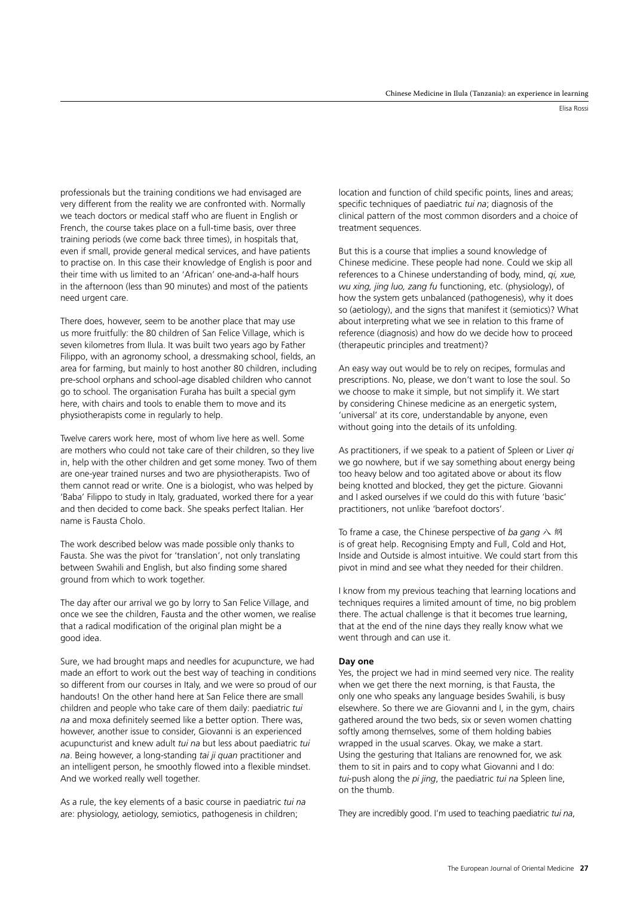professionals but the training conditions we had envisaged are very different from the reality we are confronted with. Normally we teach doctors or medical staff who are fluent in English or French, the course takes place on a full-time basis, over three training periods (we come back three times), in hospitals that, even if small, provide general medical services, and have patients to practise on. In this case their knowledge of English is poor and their time with us limited to an 'African' one-and-a-half hours in the afternoon (less than 90 minutes) and most of the patients need urgent care.

There does, however, seem to be another place that may use us more fruitfully: the 80 children of San Felice Village, which is seven kilometres from Ilula. It was built two years ago by Father Filippo, with an agronomy school, a dressmaking school, fields, an area for farming, but mainly to host another 80 children, including pre-school orphans and school-age disabled children who cannot go to school. The organisation Furaha has built a special gym here, with chairs and tools to enable them to move and its physiotherapists come in regularly to help.

Twelve carers work here, most of whom live here as well. Some are mothers who could not take care of their children, so they live in, help with the other children and get some money. Two of them are one-year trained nurses and two are physiotherapists. Two of them cannot read or write. One is a biologist, who was helped by 'Baba' Filippo to study in Italy, graduated, worked there for a year and then decided to come back. She speaks perfect Italian. Her name is Fausta Cholo.

The work described below was made possible only thanks to Fausta. She was the pivot for 'translation', not only translating between Swahili and English, but also finding some shared ground from which to work together.

The day after our arrival we go by lorry to San Felice Village, and once we see the children, Fausta and the other women, we realise that a radical modification of the original plan might be a good idea.

Sure, we had brought maps and needles for acupuncture, we had made an effort to work out the best way of teaching in conditions so different from our courses in Italy, and we were so proud of our handouts! On the other hand here at San Felice there are small children and people who take care of them daily: paediatric *tui na* and moxa definitely seemed like a better option. There was, however, another issue to consider, Giovanni is an experienced acupuncturist and knew adult *tui na* but less about paediatric *tui na*. Being however, a long-standing *tai ji quan* practitioner and an intelligent person, he smoothly flowed into a flexible mindset. And we worked really well together.

As a rule, the key elements of a basic course in paediatric *tui na* are: physiology, aetiology, semiotics, pathogenesis in children; location and function of child specific points, lines and areas; specific techniques of paediatric *tui na*; diagnosis of the clinical pattern of the most common disorders and a choice of treatment sequences.

But this is a course that implies a sound knowledge of Chinese medicine. These people had none. Could we skip all references to a Chinese understanding of body, mind, *qi, xue, wu xing, jing luo, zang fu* functioning, etc. (physiology), of how the system gets unbalanced (pathogenesis), why it does so (aetiology), and the signs that manifest it (semiotics)? What about interpreting what we see in relation to this frame of reference (diagnosis) and how do we decide how to proceed (therapeutic principles and treatment)?

An easy way out would be to rely on recipes, formulas and prescriptions. No, please, we don't want to lose the soul. So we choose to make it simple, but not simplify it. We start by considering Chinese medicine as an energetic system, 'universal' at its core, understandable by anyone, even without going into the details of its unfolding.

As practitioners, if we speak to a patient of Spleen or Liver *qi* we go nowhere, but if we say something about energy being too heavy below and too agitated above or about its flow being knotted and blocked, they get the picture. Giovanni and I asked ourselves if we could do this with future 'basic' practitioners, not unlike 'barefoot doctors'.

To frame a case, the Chinese perspective of *ba gang* 八 纲 is of great help. Recognising Empty and Full, Cold and Hot, Inside and Outside is almost intuitive. We could start from this pivot in mind and see what they needed for their children.

I know from my previous teaching that learning locations and techniques requires a limited amount of time, no big problem there. The actual challenge is that it becomes true learning, that at the end of the nine days they really know what we went through and can use it.

### Day one

Yes, the project we had in mind seemed very nice. The reality when we get there the next morning, is that Fausta, the only one who speaks any language besides Swahili, is busy elsewhere. So there we are Giovanni and I, in the gym, chairs gathered around the two beds, six or seven women chatting softly among themselves, some of them holding babies wrapped in the usual scarves. Okay, we make a start. Using the gesturing that Italians are renowned for, we ask them to sit in pairs and to copy what Giovanni and I do: *tui*-push along the *pi jing*, the paediatric *tui na* Spleen line, on the thumb.

They are incredibly good. I'm used to teaching paediatric *tui na*,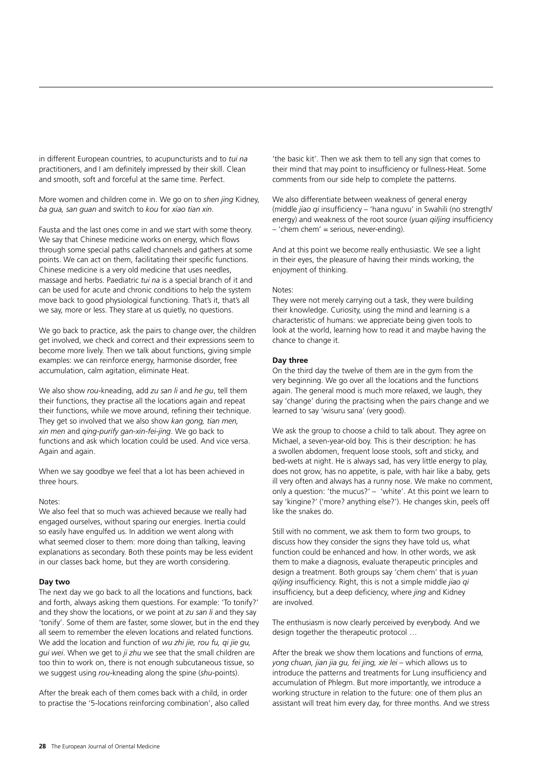in different European countries, to acupuncturists and to *tui na* practitioners, and I am definitely impressed by their skill. Clean and smooth, soft and forceful at the same time. Perfect.

More women and children come in. We go on to *shen jing* Kidney, *ba gua, san guan* and switch to *kou* for *xiao tian xin*.

Fausta and the last ones come in and we start with some theory. We say that Chinese medicine works on energy, which flows through some special paths called channels and gathers at some points. We can act on them, facilitating their specific functions. Chinese medicine is a very old medicine that uses needles, massage and herbs. Paediatric *tui na* is a special branch of it and can be used for acute and chronic conditions to help the system move back to good physiological functioning. That's it, that's all we say, more or less. They stare at us quietly, no questions.

We go back to practice, ask the pairs to change over, the children get involved, we check and correct and their expressions seem to become more lively. Then we talk about functions, giving simple examples: we can reinforce energy, harmonise disorder, free accumulation, calm agitation, eliminate Heat.

We also show *rou*-kneading, add *zu san li* and *he gu*, tell them their functions, they practise all the locations again and repeat their functions, while we move around, refining their technique. They get so involved that we also show *kan gong, tian men, xin men* and *qing*-purify *gan-xin-fei-jing*. We go back to functions and ask which location could be used. And vice versa. Again and again.

When we say goodbye we feel that a lot has been achieved in three hours.

Notes:
We also feel that so much was achieved because we really had engaged ourselves, without sparing our energies. Inertia could so easily have engulfed us. In addition we went along with what seemed closer to them: more doing than talking, leaving explanations as secondary. Both these points may be less evident in our classes back home, but they are worth considering.

**Day two**

The next day we go back to all the locations and functions, back and forth, always asking them questions. For example: 'To tonify?' and they show the locations, or we point at *zu san li* and they say 'tonify'. Some of them are faster, some slower, but in the end they all seem to remember the eleven locations and related functions. We add the location and function of *wu zhi jie, rou fu, qi jie gu, gui wei*. When we get to *ji zhu* we see that the small children are too thin to work on, there is not enough subcutaneous tissue, so we suggest using *rou*-kneading along the spine (*shu*-points).

After the break each of them comes back with a child, in order to practise the '5-locations reinforcing combination', also called 'the basic kit'. Then we ask them to tell any sign that comes to their mind that may point to insufficiency or fullness-Heat. Some comments from our side help to complete the patterns.

We also differentiate between weakness of general energy (middle *jiao qi* insufficiency – 'hana nguvu' in Swahili (no strength/energy) and weakness of the root source (*yuan qi/jing* insufficiency – 'chem chem' = serious, never-ending).

And at this point we become really enthusiastic. We see a light in their eyes, the pleasure of having their minds working, the enjoyment of thinking.

Notes:
They were not merely carrying out a task, they were building their knowledge. Curiosity, using the mind and learning is a characteristic of humans: we appreciate being given tools to look at the world, learning how to read it and maybe having the chance to change it.

**Day three**

On the third day the twelve of them are in the gym from the very beginning. We go over all the locations and the functions again. The general mood is much more relaxed, we laugh, they say 'change' during the practising when the pairs change and we learned to say 'wisuru sana' (very good).

We ask the group to choose a child to talk about. They agree on Michael, a seven-year-old boy. This is their description: he has a swollen abdomen, frequent loose stools, soft and sticky, and bed-wets at night. He is always sad, has very little energy to play, does not grow, has no appetite, is pale, with hair like a baby, gets ill very often and always has a runny nose. We make no comment, only a question: 'the mucus?' – 'white'. At this point we learn to say 'kingine?' ('more? anything else?'). He changes skin, peels off like the snakes do.

Still with no comment, we ask them to form two groups, to discuss how they consider the signs they have told us, what function could be enhanced and how. In other words, we ask them to make a diagnosis, evaluate therapeutic principles and design a treatment. Both groups say 'chem chem' that is *yuan qi/jing* insufficiency. Right, this is not a simple middle *jiao qi* insufficiency, but a deep deficiency, where *jing* and Kidney are involved.

The enthusiasm is now clearly perceived by everybody. And we design together the therapeutic protocol …

After the break we show them locations and functions of *erma, yong chuan, jian jia gu, fei jing, xie lei* – which allows us to introduce the patterns and treatments for Lung insufficiency and accumulation of Phlegm. But more importantly, we introduce a working structure in relation to the future: one of them plus an assistant will treat him every day, for three months. And we stress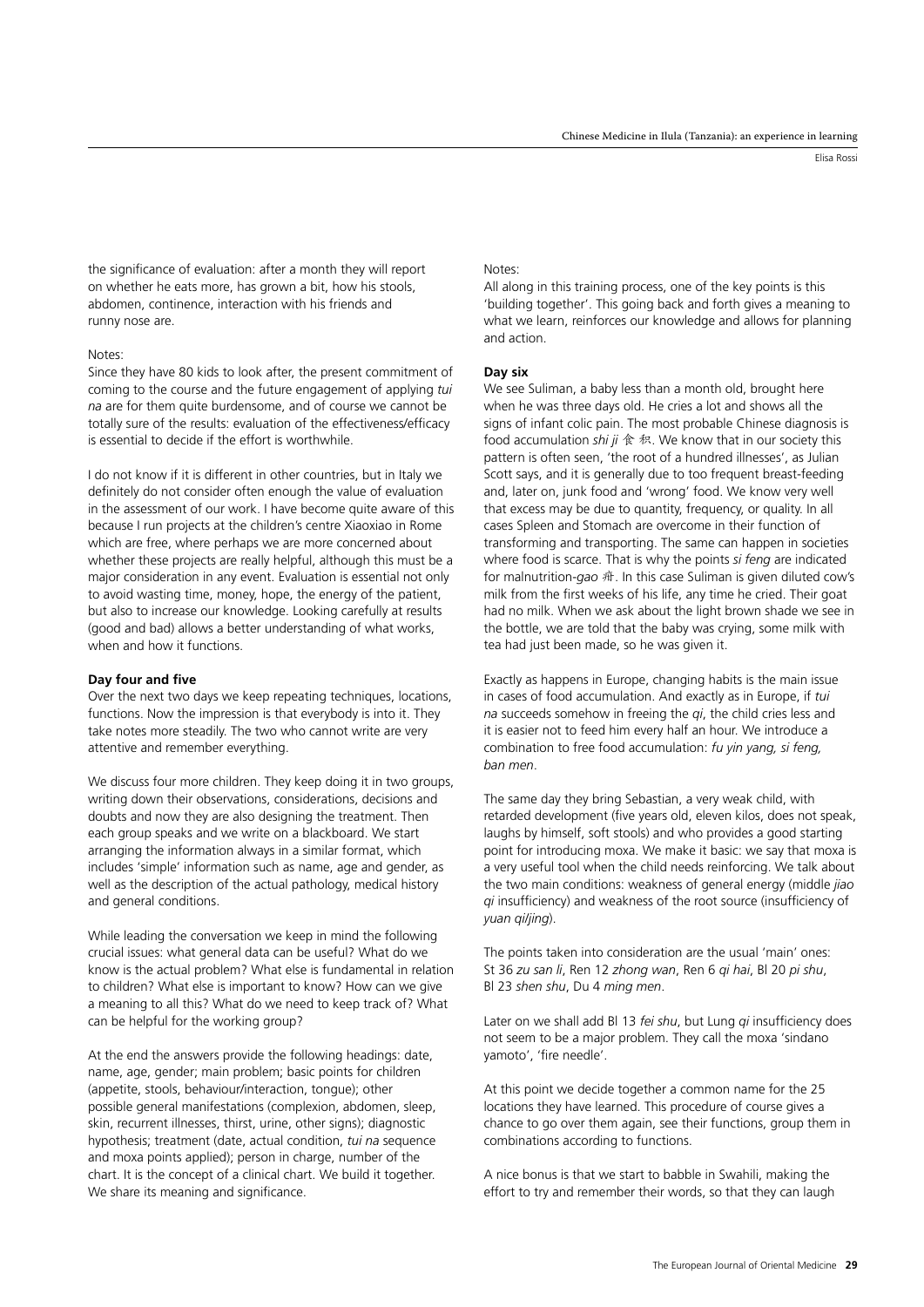the significance of evaluation: after a month they will report on whether he eats more, has grown a bit, how his stools, abdomen, continence, interaction with his friends and runny nose are.

Notes:

Since they have 80 kids to look after, the present commitment of coming to the course and the future engagement of applying *tui na* are for them quite burdensome, and of course we cannot be totally sure of the results: evaluation of the effectiveness/efficacy is essential to decide if the effort is worthwhile.

I do not know if it is different in other countries, but in Italy we definitely do not consider often enough the value of evaluation in the assessment of our work. I have become quite aware of this because I run projects at the children's centre Xiaoxiao in Rome which are free, where perhaps we are more concerned about whether these projects are really helpful, although this must be a major consideration in any event. Evaluation is essential not only to avoid wasting time, money, hope, the energy of the patient, but also to increase our knowledge. Looking carefully at results (good and bad) allows a better understanding of what works, when and how it functions.

**Day four and five**

Over the next two days we keep repeating techniques, locations, functions. Now the impression is that everybody is into it. They take notes more steadily. The two who cannot write are very attentive and remember everything.

We discuss four more children. They keep doing it in two groups, writing down their observations, considerations, decisions and doubts and now they are also designing the treatment. Then each group speaks and we write on a blackboard. We start arranging the information always in a similar format, which includes 'simple' information such as name, age and gender, as well as the description of the actual pathology, medical history and general conditions.

While leading the conversation we keep in mind the following crucial issues: what general data can be useful? What do we know is the actual problem? What else is fundamental in relation to children? What else is important to know? How can we give a meaning to all this? What do we need to keep track of? What can be helpful for the working group?

At the end the answers provide the following headings: date, name, age, gender; main problem; basic points for children (appetite, stools, behaviour/interaction, tongue); other possible general manifestations (complexion, abdomen, sleep, skin, recurrent illnesses, thirst, urine, other signs); diagnostic hypothesis; treatment (date, actual condition, *tui na* sequence and moxa points applied); person in charge, number of the chart. It is the concept of a clinical chart. We build it together. We share its meaning and significance.

Notes:

All along in this training process, one of the key points is this 'building together'. This going back and forth gives a meaning to what we learn, reinforces our knowledge and allows for planning and action.

**Day six**

We see Suliman, a baby less than a month old, brought here when he was three days old. He cries a lot and shows all the signs of infant colic pain. The most probable Chinese diagnosis is food accumulation *shi ji* 食积. We know that in our society this pattern is often seen, 'the root of a hundred illnesses', as Julian Scott says, and it is generally due to too frequent breast-feeding and, later on, junk food and 'wrong' food. We know very well that excess may be due to quantity, frequency, or quality. In all cases Spleen and Stomach are overcome in their function of transforming and transporting. The same can happen in societies where food is scarce. That is why the points *si feng* are indicated for malnutrition-*gao* 疳. In this case Suliman is given diluted cow's milk from the first weeks of his life, any time he cried. Their goat had no milk. When we ask about the light brown shade we see in the bottle, we are told that the baby was crying, some milk with tea had just been made, so he was given it.

Exactly as happens in Europe, changing habits is the main issue in cases of food accumulation. And exactly as in Europe, if *tui na* succeeds somehow in freeing the *qi*, the child cries less and it is easier not to feed him every half an hour. We introduce a combination to free food accumulation: *fu yin yang, si feng, ban men*.

The same day they bring Sebastian, a very weak child, with retarded development (five years old, eleven kilos, does not speak, laughs by himself, soft stools) and who provides a good starting point for introducing moxa. We make it basic: we say that moxa is a very useful tool when the child needs reinforcing. We talk about the two main conditions: weakness of general energy (middle *jiao qi* insufficiency) and weakness of the root source (insufficiency of *yuan qi/jing*).

The points taken into consideration are the usual 'main' ones: St 36 *zu san li*, Ren 12 *zhong wan*, Ren 6 *qi hai*, Bl 20 *pi shu*, Bl 23 *shen shu*, Du 4 *ming men*.

Later on we shall add Bl 13 *fei shu*, but Lung *qi* insufficiency does not seem to be a major problem. They call the moxa 'sindano yamoto', 'fire needle'.

At this point we decide together a common name for the 25 locations they have learned. This procedure of course gives a chance to go over them again, see their functions, group them in combinations according to functions.

A nice bonus is that we start to babble in Swahili, making the effort to try and remember their words, so that they can laugh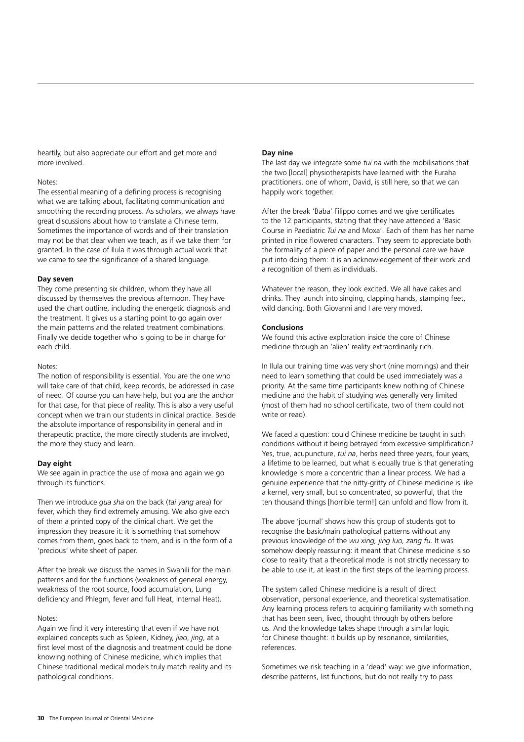heartily, but also appreciate our effort and get more and more involved.

Notes:

The essential meaning of a defining process is recognising what we are talking about, facilitating communication and smoothing the recording process. As scholars, we always have great discussions about how to translate a Chinese term. Sometimes the importance of words and of their translation may not be that clear when we teach, as if we take them for granted. In the case of Ilula it was through actual work that we came to see the significance of a shared language.

**Day seven**

They come presenting six children, whom they have all discussed by themselves the previous afternoon. They have used the chart outline, including the energetic diagnosis and the treatment. It gives us a starting point to go again over the main patterns and the related treatment combinations. Finally we decide together who is going to be in charge for each child.

Notes:

The notion of responsibility is essential. You are the one who will take care of that child, keep records, be addressed in case of need. Of course you can have help, but you are the anchor for that case, for that piece of reality. This is also a very useful concept when we train our students in clinical practice. Beside the absolute importance of responsibility in general and in therapeutic practice, the more directly students are involved, the more they study and learn.

**Day eight**

We see again in practice the use of moxa and again we go through its functions.

Then we introduce *gua sha* on the back (*tai yang* area) for fever, which they find extremely amusing. We also give each of them a printed copy of the clinical chart. We get the impression they treasure it: it is something that somehow comes from them, goes back to them, and is in the form of a 'precious' white sheet of paper.

After the break we discuss the names in Swahili for the main patterns and for the functions (weakness of general energy, weakness of the root source, food accumulation, Lung deficiency and Phlegm, fever and full Heat, Internal Heat).

Notes:

Again we find it very interesting that even if we have not explained concepts such as Spleen, Kidney, *jiao*, *jing*, at a first level most of the diagnosis and treatment could be done knowing nothing of Chinese medicine, which implies that Chinese traditional medical models truly match reality and its pathological conditions.

**Day nine**

The last day we integrate some *tui na* with the mobilisations that the two [local] physiotherapists have learned with the Furaha practitioners, one of whom, David, is still here, so that we can happily work together.

After the break 'Baba' Filippo comes and we give certificates to the 12 participants, stating that they have attended a 'Basic Course in Paediatric *Tui na* and Moxa'. Each of them has her name printed in nice flowered characters. They seem to appreciate both the formality of a piece of paper and the personal care we have put into doing them: it is an acknowledgement of their work and a recognition of them as individuals.

Whatever the reason, they look excited. We all have cakes and drinks. They launch into singing, clapping hands, stamping feet, wild dancing. Both Giovanni and I are very moved.

**Conclusions**

We found this active exploration inside the core of Chinese medicine through an 'alien' reality extraordinarily rich.

In Ilula our training time was very short (nine mornings) and their need to learn something that could be used immediately was a priority. At the same time participants knew nothing of Chinese medicine and the habit of studying was generally very limited (most of them had no school certificate, two of them could not write or read).

We faced a question: could Chinese medicine be taught in such conditions without it being betrayed from excessive simplification? Yes, true, acupuncture, *tui na*, herbs need three years, four years, a lifetime to be learned, but what is equally true is that generating knowledge is more a concentric than a linear process. We had a genuine experience that the nitty-gritty of Chinese medicine is like a kernel, very small, but so concentrated, so powerful, that the ten thousand things [horrible term!] can unfold and flow from it.

The above 'journal' shows how this group of students got to recognise the basic/main pathological patterns without any previous knowledge of the *wu xing, jing luo, zang fu*. It was somehow deeply reassuring: it meant that Chinese medicine is so close to reality that a theoretical model is not strictly necessary to be able to use it, at least in the first steps of the learning process.

The system called Chinese medicine is a result of direct observation, personal experience, and theoretical systematisation. Any learning process refers to acquiring familiarity with something that has been seen, lived, thought through by others before us. And the knowledge takes shape through a similar logic for Chinese thought: it builds up by resonance, similarities, references.

Sometimes we risk teaching in a 'dead' way: we give information, describe patterns, list functions, but do not really try to pass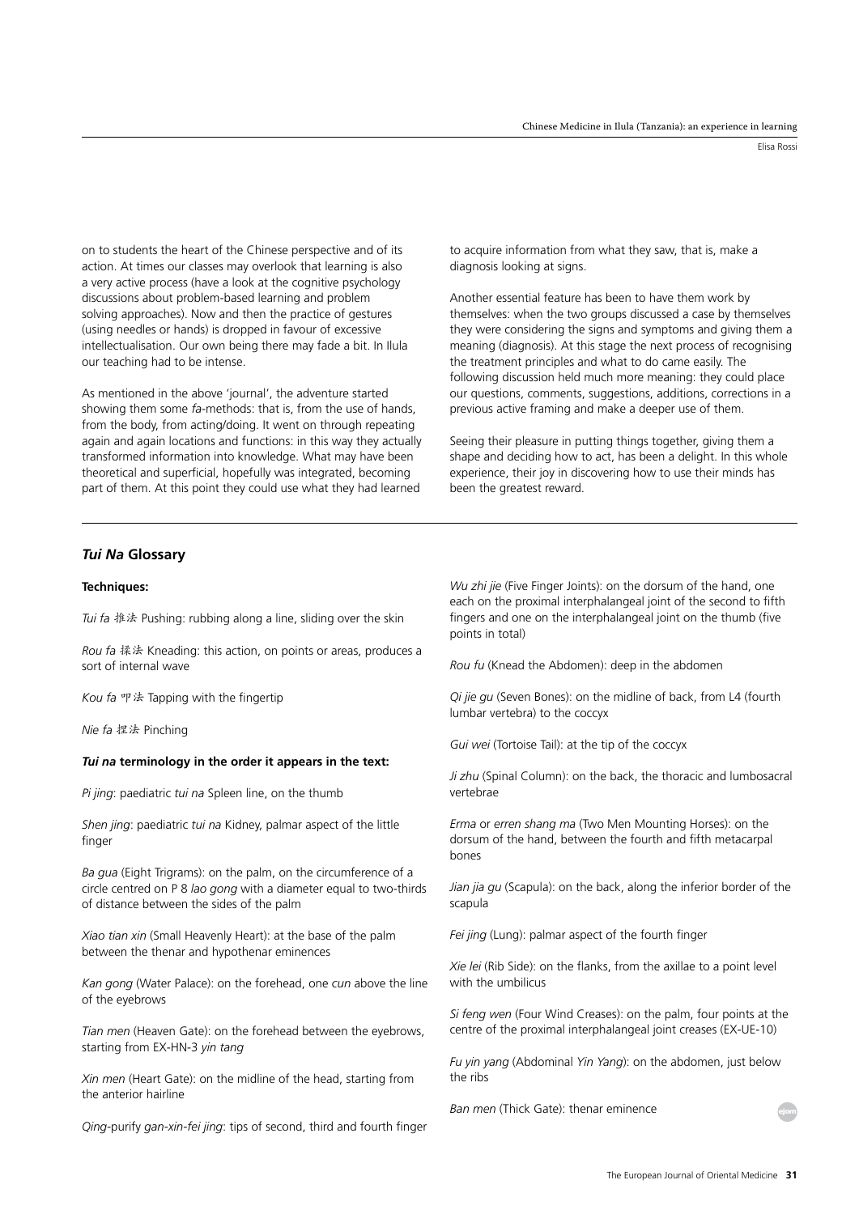on to students the heart of the Chinese perspective and of its action. At times our classes may overlook that learning is also a very active process (have a look at the cognitive psychology discussions about problem-based learning and problem solving approaches). Now and then the practice of gestures (using needles or hands) is dropped in favour of excessive intellectualisation. Our own being there may fade a bit. In Ilula our teaching had to be intense.

As mentioned in the above 'journal', the adventure started showing them some *fa*-methods: that is, from the use of hands, from the body, from acting/doing. It went on through repeating again and again locations and functions: in this way they actually transformed information into knowledge. What may have been theoretical and superficial, hopefully was integrated, becoming part of them. At this point they could use what they had learned to acquire information from what they saw, that is, make a diagnosis looking at signs.

Another essential feature has been to have them work by themselves: when the two groups discussed a case by themselves they were considering the signs and symptoms and giving them a meaning (diagnosis). At this stage the next process of recognising the treatment principles and what to do came easily. The following discussion held much more meaning: they could place our questions, comments, suggestions, additions, corrections in a previous active framing and make a deeper use of them.

Seeing their pleasure in putting things together, giving them a shape and deciding how to act, has been a delight. In this whole experience, their joy in discovering how to use their minds has been the greatest reward.

## *Tui Na* Glossary

**Techniques:**

*Tui fa* 推法 Pushing: rubbing along a line, sliding over the skin

*Rou fa* 揉法 Kneading: this action, on points or areas, produces a sort of internal wave

*Kou fa* 叩法 Tapping with the fingertip

*Nie fa* 捏法 Pinching

***Tui na* terminology in the order it appears in the text:**

*Pi jing*: paediatric *tui na* Spleen line, on the thumb

*Shen jing*: paediatric *tui na* Kidney, palmar aspect of the little finger

*Ba gua* (Eight Trigrams): on the palm, on the circumference of a circle centred on P 8 *lao gong* with a diameter equal to two-thirds of distance between the sides of the palm

*Xiao tian xin* (Small Heavenly Heart): at the base of the palm between the thenar and hypothenar eminences

*Kan gong* (Water Palace): on the forehead, one *cun* above the line of the eyebrows

*Tian men* (Heaven Gate): on the forehead between the eyebrows, starting from EX-HN-3 *yin tang*

*Xin men* (Heart Gate): on the midline of the head, starting from the anterior hairline

*Qing*-purify *gan-xin-fei jing*: tips of second, third and fourth finger

*Wu zhi jie* (Five Finger Joints): on the dorsum of the hand, one each on the proximal interphalangeal joint of the second to fifth fingers and one on the interphalangeal joint on the thumb (five points in total)

*Rou fu* (Knead the Abdomen): deep in the abdomen

*Qi jie gu* (Seven Bones): on the midline of back, from L4 (fourth lumbar vertebra) to the coccyx

*Gui wei* (Tortoise Tail): at the tip of the coccyx

*Ji zhu* (Spinal Column): on the back, the thoracic and lumbosacral vertebrae

*Erma* or *erren shang ma* (Two Men Mounting Horses): on the dorsum of the hand, between the fourth and fifth metacarpal bones

*Jian jia gu* (Scapula): on the back, along the inferior border of the scapula

*Fei jing* (Lung): palmar aspect of the fourth finger

*Xie lei* (Rib Side): on the flanks, from the axillae to a point level with the umbilicus

*Si feng wen* (Four Wind Creases): on the palm, four points at the centre of the proximal interphalangeal joint creases (EX-UE-10)

*Fu yin yang* (Abdominal *Yin Yang*): on the abdomen, just below the ribs

*Ban men* (Thick Gate): thenar eminence